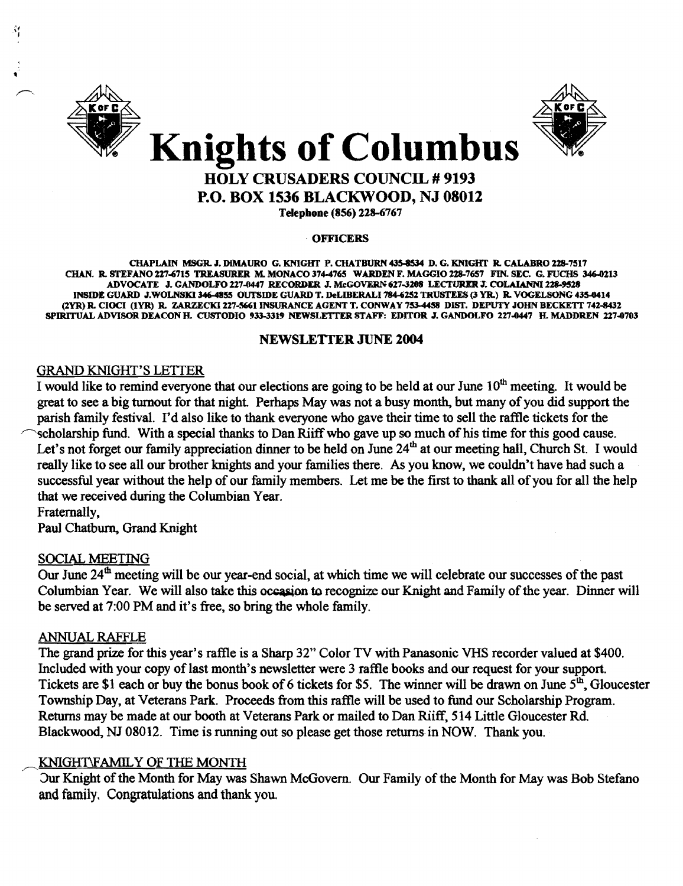# Knights of Columbus

## HOLY CRUSADERS COUNCIL # 9193

## P.O. BOX 1536 BLACKWOOD, NJ 08012

**Telephone (856) 228-6767**

**OFFICERS**

CHAPLAIN MSGR. J. DIMAURO G. KNIGHT P. CHATBURN 435-8534 D. G. KNIGHT R. CALABRO 228-7517 CHAN. R. STEFANO 227-6715 TREASURER M. MONACO 374-4765 WARDEN F. MAGGIO 228-7657 FIN. SEC. G. FUCHS 346-0213 ADVOCATE J. GANDOLFO 227-0447 RECORDER J. McGOVERN 627-3208 LECTURER J. COLAIANNI 228-9528 INSIDE GUARD J. WOLNSKI 346-4855 OUTSIDE GUARD T. DeLIBERALI 784-6252 TRUSTEES (3 YR.) R. VOGELSONG 435-0414 (2YR) R. CIOCI (1YR) R. ZARZECKI 227-5661 INSURANCE AGENT T. CONWAY 753-4458 DIST. DEPUTY JOHN BECKETT 742-8432 SPIRITUAL ADVISOR DEACON H. CUSTODIO 933-3319 NEWSLETTER STAFF: EDITOR J. GANDOLFO 227-0447 H. MADDREN 227-0703

**NEWSLETTER JUNE 2004**

### GRAND KNIGHT'S LETTER

I would like to remind everyone that our elections are going to be held at our June 10th meeting. It would be great to see a big turnout for that night. Perhaps May was not a busy month, but many of you did support the parish family festival. I'd also like to thank everyone who gave their time to sell the raffle tickets for the scholarship fund. With a special thanks to Dan Riiff who gave up so much of his time for this good cause. Let's not forget our family appreciation dinner to be held on June 24th at our meeting hall, Church St. I would really like to see all our brother knights and your families there. As you know, we couldn't have had such a successful year without the help of our family members. Let me be the first to thank all of you for all the help that we received during the Columbian Year.

Fraternally,
Paul Chatburn, Grand Knight

### SOCIAL MEETING

Our June 24th meeting will be our year-end social, at which time we will celebrate our successes of the past Columbian Year. We will also take this occasion to recognize our Knight and Family of the year. Dinner will be served at 7:00 PM and it's free, so bring the whole family.

### ANNUAL RAFFLE

The grand prize for this year's raffle is a Sharp 32" Color TV with Panasonic VHS recorder valued at $400. Included with your copy of last month's newsletter were 3 raffle books and our request for your support. Tickets are $1 each or buy the bonus book of 6 tickets for $5. The winner will be drawn on June 5th, Gloucester Township Day, at Veterans Park. Proceeds from this raffle will be used to fund our Scholarship Program. Returns may be made at our booth at Veterans Park or mailed to Dan Riiff, 514 Little Gloucester Rd. Blackwood, NJ 08012. Time is running out so please get those returns in NOW. Thank you.

### KNIGHT\FAMILY OF THE MONTH

Our Knight of the Month for May was Shawn McGovern. Our Family of the Month for May was Bob Stefano and family. Congratulations and thank you.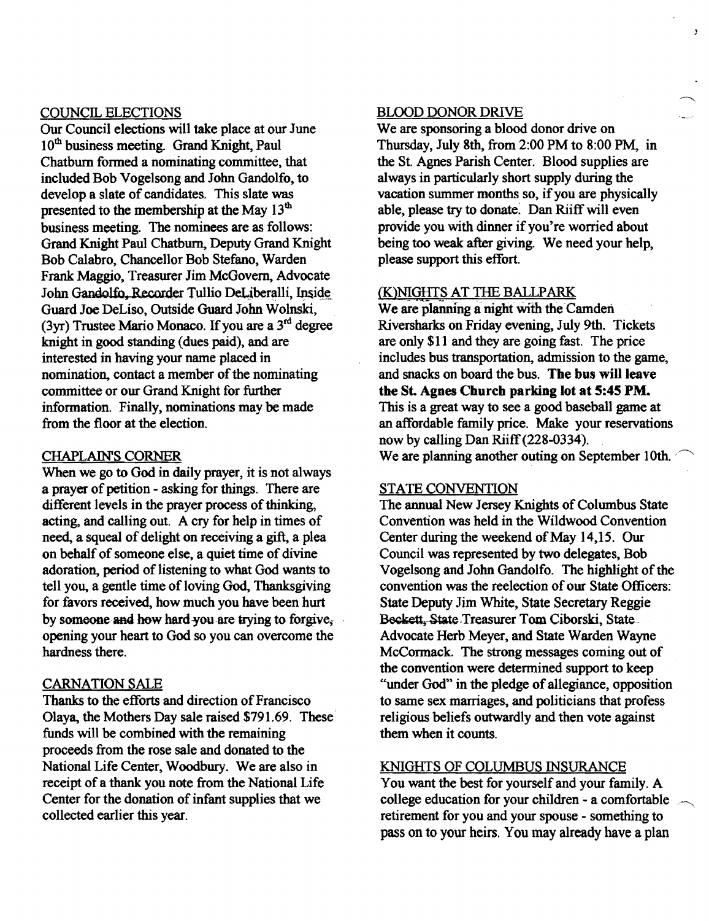## COUNCIL ELECTIONS

Our Council elections will take place at our June 10th business meeting. Grand Knight, Paul Chatburn formed a nominating committee, that included Bob Vogelsong and John Gandolfo, to develop a slate of candidates. This slate was presented to the membership at the May 13th business meeting. The nominees are as follows: Grand Knight Paul Chatburn, Deputy Grand Knight Bob Calabro, Chancellor Bob Stefano, Warden Frank Maggio, Treasurer Jim McGovern, Advocate John Gandolfo, Recorder Tullio DeLiberalli, Inside Guard Joe DeLiso, Outside Guard John Wolnski, (3yr) Trustee Mario Monaco. If you are a 3rd degree knight in good standing (dues paid), and are interested in having your name placed in nomination, contact a member of the nominating committee or our Grand Knight for further information. Finally, nominations may be made from the floor at the election.

## CHAPLAIN'S CORNER

When we go to God in daily prayer, it is not always a prayer of petition - asking for things. There are different levels in the prayer process of thinking, acting, and calling out. A cry for help in times of need, a squeal of delight on receiving a gift, a plea on behalf of someone else, a quiet time of divine adoration, period of listening to what God wants to tell you, a gentle time of loving God, Thanksgiving for favors received, how much you have been hurt by someone and how hard you are trying to forgive, opening your heart to God so you can overcome the hardness there.

## CARNATION SALE

Thanks to the efforts and direction of Francisco Olaya, the Mothers Day sale raised $791.69. These funds will be combined with the remaining proceeds from the rose sale and donated to the National Life Center, Woodbury. We are also in receipt of a thank you note from the National Life Center for the donation of infant supplies that we collected earlier this year.

## BLOOD DONOR DRIVE

We are sponsoring a blood donor drive on Thursday, July 8th, from 2:00 PM to 8:00 PM, in the St. Agnes Parish Center. Blood supplies are always in particularly short supply during the vacation summer months so, if you are physically able, please try to donate. Dan Riiff will even provide you with dinner if you're worried about being too weak after giving. We need your help, please support this effort.

## (K)NIGHTS AT THE BALLPARK

We are planning a night with the Camden Riversharks on Friday evening, July 9th. Tickets are only $11 and they are going fast. The price includes bus transportation, admission to the game, and snacks on board the bus. **The bus will leave the St. Agnes Church parking lot at 5:45 PM.** This is a great way to see a good baseball game at an affordable family price. Make your reservations now by calling Dan Riiff (228-0334).

We are planning another outing on September 10th.

## STATE CONVENTION

The annual New Jersey Knights of Columbus State Convention was held in the Wildwood Convention Center during the weekend of May 14,15. Our Council was represented by two delegates, Bob Vogelsong and John Gandolfo. The highlight of the convention was the reelection of our State Officers: State Deputy Jim White, State Secretary Reggie Beckett, State Treasurer Tom Ciborski, State Advocate Herb Meyer, and State Warden Wayne McCormack. The strong messages coming out of the convention were determined support to keep "under God" in the pledge of allegiance, opposition to same sex marriages, and politicians that profess religious beliefs outwardly and then vote against them when it counts.

## KNIGHTS OF COLUMBUS INSURANCE

You want the best for yourself and your family. A college education for your children - a comfortable retirement for you and your spouse - something to pass on to your heirs. You may already have a plan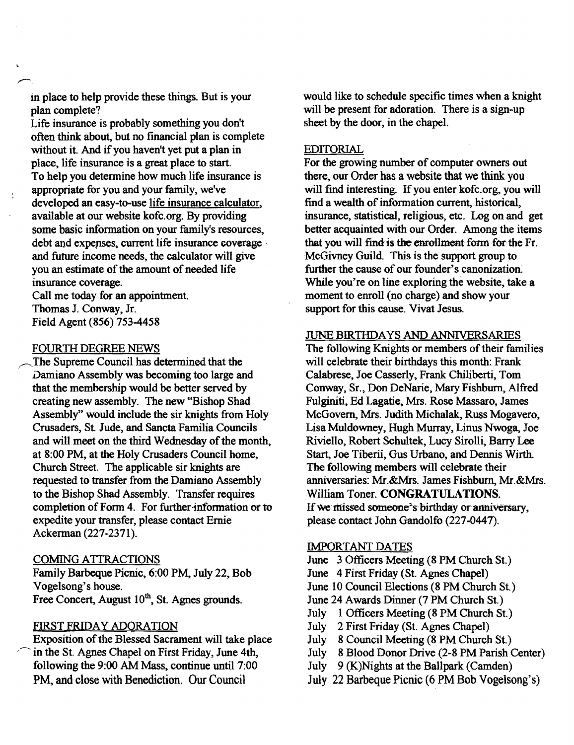in place to help provide these things. But is your plan complete?

Life insurance is probably something you don't often think about, but no financial plan is complete without it. And if you haven't yet put a plan in place, life insurance is a great place to start.

To help you determine how much life insurance is appropriate for you and your family, we've developed an easy-to-use life insurance calculator, available at our website kofc.org. By providing some basic information on your family's resources, debt and expenses, current life insurance coverage and future income needs, the calculator will give you an estimate of the amount of needed life insurance coverage.

Call me today for an appointment.
Thomas J. Conway, Jr.
Field Agent (856) 753-4458

## FOURTH DEGREE NEWS

The Supreme Council has determined that the Damiano Assembly was becoming too large and that the membership would be better served by creating new assembly. The new "Bishop Shad Assembly" would include the sir knights from Holy Crusaders, St. Jude, and Sancta Familia Councils and will meet on the third Wednesday of the month, at 8:00 PM, at the Holy Crusaders Council home, Church Street. The applicable sir knights are requested to transfer from the Damiano Assembly to the Bishop Shad Assembly. Transfer requires completion of Form 4. For further information or to expedite your transfer, please contact Ernie Ackerman (227-2371).

## COMING ATTRACTIONS

Family Barbeque Picnic, 6:00 PM, July 22, Bob Vogelsong's house.
Free Concert, August 10th, St. Agnes grounds.

## FIRST FRIDAY ADORATION

Exposition of the Blessed Sacrament will take place in the St. Agnes Chapel on First Friday, June 4th, following the 9:00 AM Mass, continue until 7:00 PM, and close with Benediction. Our Council would like to schedule specific times when a knight will be present for adoration. There is a sign-up sheet by the door, in the chapel.

## EDITORIAL

For the growing number of computer owners out there, our Order has a website that we think you will find interesting. If you enter kofc.org, you will find a wealth of information current, historical, insurance, statistical, religious, etc. Log on and get better acquainted with our Order. Among the items that you will find is the enrollment form for the Fr. McGivney Guild. This is the support group to further the cause of our founder's canonization. While you're on line exploring the website, take a moment to enroll (no charge) and show your support for this cause. Vivat Jesus.

## JUNE BIRTHDAYS AND ANNIVERSARIES

The following Knights or members of their families will celebrate their birthdays this month: Frank Calabrese, Joe Casserly, Frank Chiliberti, Tom Conway, Sr., Don DeNarie, Mary Fishburn, Alfred Fulginiti, Ed Lagatie, Mrs. Rose Massaro, James McGovern, Mrs. Judith Michalak, Russ Mogavero, Lisa Muldowney, Hugh Murray, Linus Nwoga, Joe Riviello, Robert Schultek, Lucy Sirolli, Barry Lee Start, Joe Tiberii, Gus Urbano, and Dennis Wirth. The following members will celebrate their anniversaries: Mr.&Mrs. James Fishburn, Mr.&Mrs. William Toner. **CONGRATULATIONS.**

If we missed someone's birthday or anniversary, please contact John Gandolfo (227-0447).

## IMPORTANT DATES

June 3 Officers Meeting (8 PM Church St.)
June 4 First Friday (St. Agnes Chapel)
June 10 Council Elections (8 PM Church St.)
June 24 Awards Dinner (7 PM Church St.)
July 1 Officers Meeting (8 PM Church St.)
July 2 First Friday (St. Agnes Chapel)
July 8 Council Meeting (8 PM Church St.)
July 8 Blood Donor Drive (2-8 PM Parish Center)
July 9 (K)Nights at the Ballpark (Camden)
July 22 Barbeque Picnic (6 PM Bob Vogelsong's)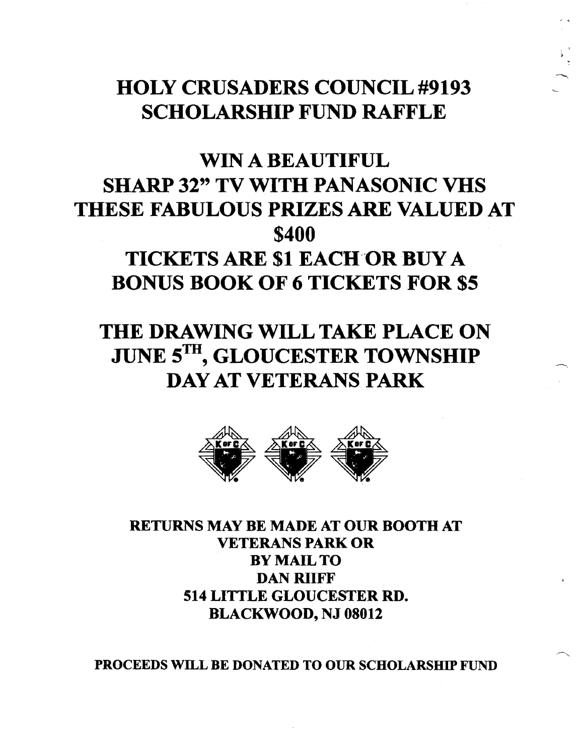# HOLY CRUSADERS COUNCIL #9193
# SCHOLARSHIP FUND RAFFLE

## WIN A BEAUTIFUL
## SHARP 32" TV WITH PANASONIC VHS
## THESE FABULOUS PRIZES ARE VALUED AT
## $400
## TICKETS ARE $1 EACH OR BUY A
## BONUS BOOK OF 6 TICKETS FOR $5

## THE DRAWING WILL TAKE PLACE ON
## JUNE 5TH, GLOUCESTER TOWNSHIP
## DAY AT VETERANS PARK

**RETURNS MAY BE MADE AT OUR BOOTH AT**
**VETERANS PARK OR**
**BY MAIL TO**
**DAN RIIFF**
**514 LITTLE GLOUCESTER RD.**
**BLACKWOOD, NJ 08012**

**PROCEEDS WILL BE DONATED TO OUR SCHOLARSHIP FUND**